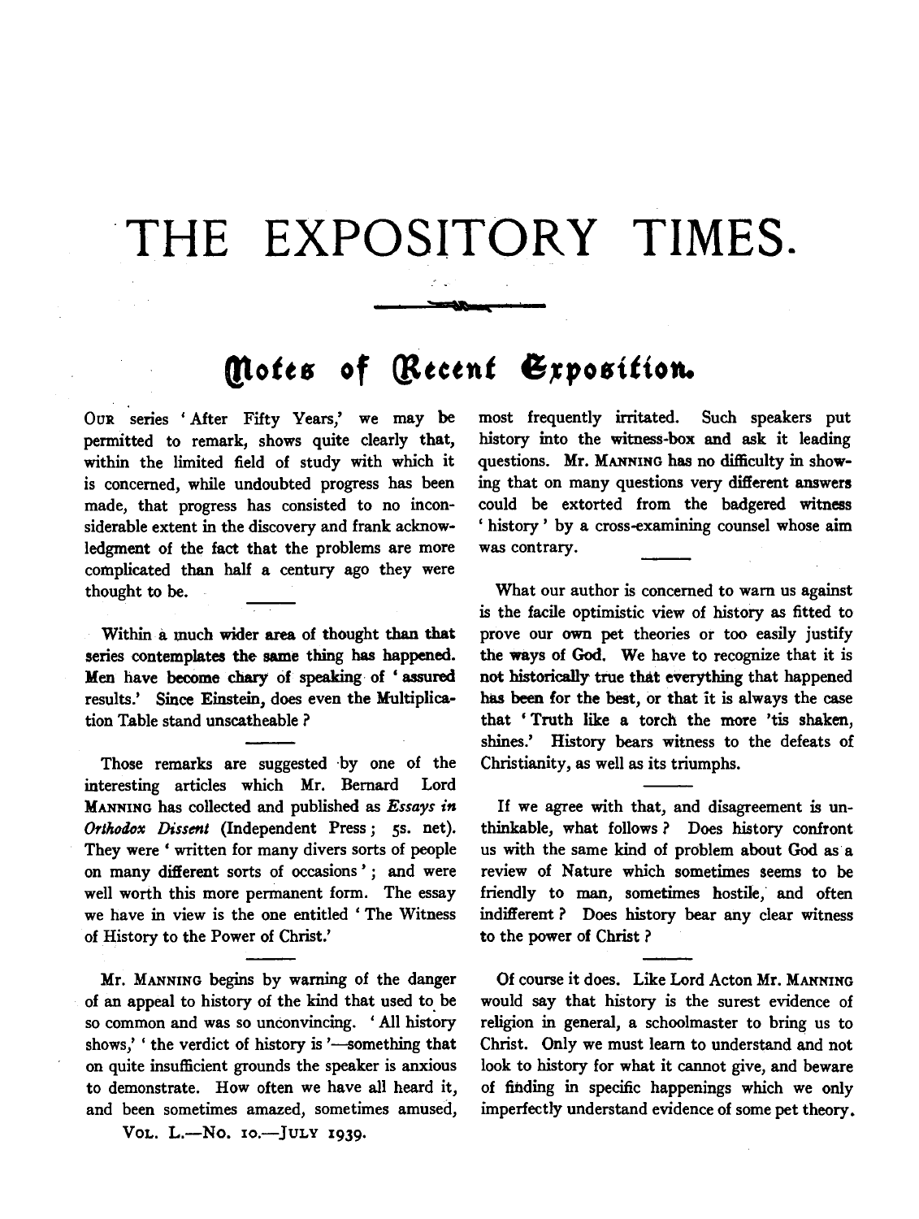# THE EXPOSITORY TIMES.

## Notes of Recent Exposition.

OUR series 'After Fifty Years,' we may be permitted to remark, shows quite clearly that, within the limited field of study with which it is concerned, while undoubted progress has been made, that progress has consisted to no inconsiderable extent in the discovery and frank acknowledgment of the fact that the problems are more complicated than half a century ago they were thought to be.

Within a much wider area of thought than that series contemplates the same thing has happened. Men have become chary of speaking of 'assured results.' Since Einstein, does even the Multiplication Table stand unscatheable?

Those remarks are suggested by one of the interesting articles which Mr. Bernard Lord MANNING has collected and published as *Essays in Orthodox Dissent* (Independent Press; 5s. net). They were 'written for many divers sorts of people on many different sorts of occasions'; and were well worth this more permanent form. The essay we have in view is the one entitled 'The Witness of History to the Power of Christ.'

Mr. MANNING begins by warning of the danger of an appeal to history of the kind that used to be so common and was so unconvincing. 'All history shows,' 'the verdict of history is'—something that on quite insufficient grounds the speaker is anxious to demonstrate. How often we have all heard it, and been sometimes amazed, sometimes amused, most frequently irritated. Such speakers put history into the witness-box and ask it leading questions. Mr. MANNING has no difficulty in showing that on many questions very different answers could be extorted from the badgered witness 'history' by a cross-examining counsel whose aim was contrary.

What our author is concerned to warn us against is the facile optimistic view of history as fitted to prove our own pet theories or too easily justify the ways of God. We have to recognize that it is not historically true that everything that happened has been for the best, or that it is always the case that 'Truth like a torch the more 'tis shaken, shines.' History bears witness to the defeats of Christianity, as well as its triumphs.

If we agree with that, and disagreement is unthinkable, what follows? Does history confront us with the same kind of problem about God as a review of Nature which sometimes seems to be friendly to man, sometimes hostile, and often indifferent? Does history bear any clear witness to the power of Christ?

Of course it does. Like Lord Acton Mr. MANNING would say that history is the surest evidence of religion in general, a schoolmaster to bring us to Christ. Only we must learn to understand and not look to history for what it cannot give, and beware of finding in specific happenings which we only imperfectly understand evidence of some pet theory.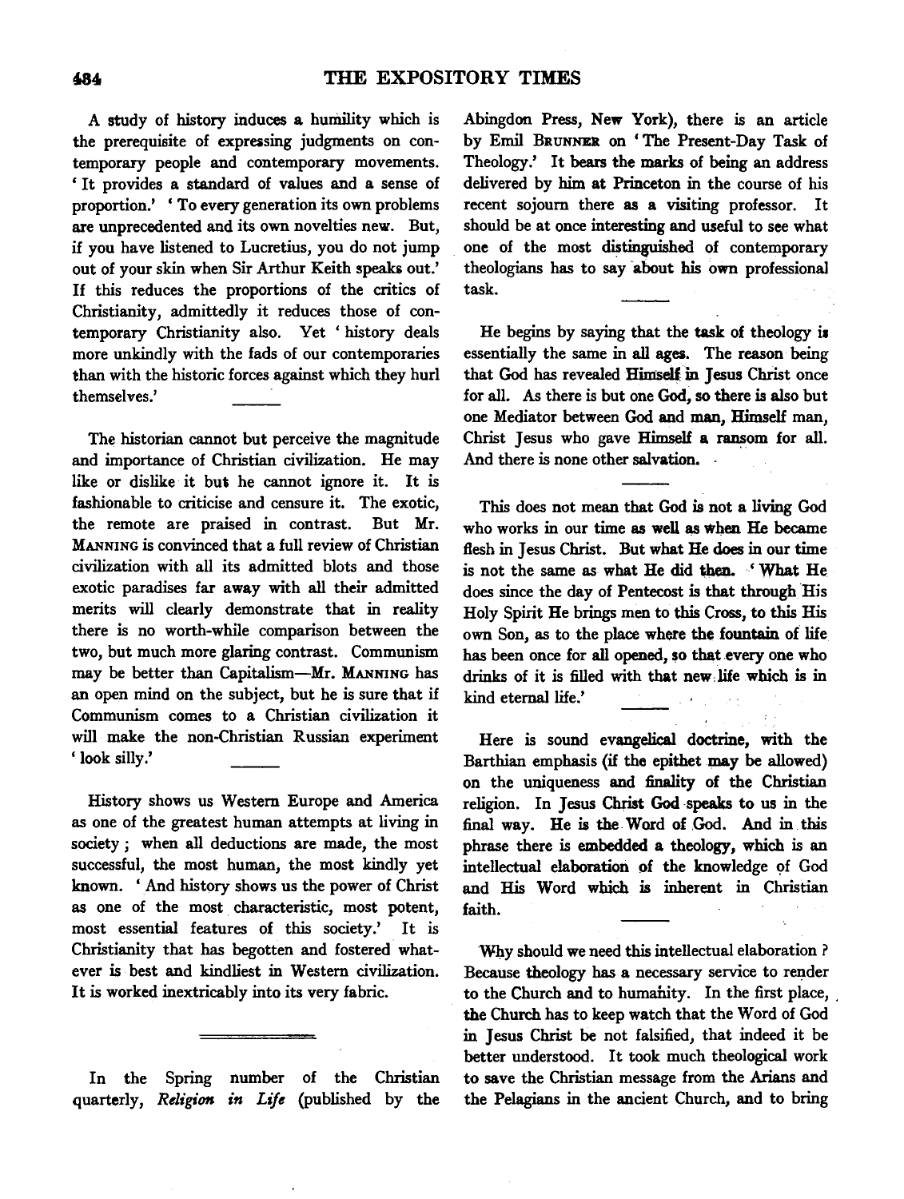A study of history induces a humility which is the prerequisite of expressing judgments on contemporary people and contemporary movements. 'It provides a standard of values and a sense of proportion.' 'To every generation its own problems are unprecedented and its own novelties new. But, if you have listened to Lucretius, you do not jump out of your skin when Sir Arthur Keith speaks out.' If this reduces the proportions of the critics of Christianity, admittedly it reduces those of contemporary Christianity also. Yet 'history deals more unkindly with the fads of our contemporaries than with the historic forces against which they hurl themselves.'

The historian cannot but perceive the magnitude and importance of Christian civilization. He may like or dislike it but he cannot ignore it. It is fashionable to criticise and censure it. The exotic, the remote are praised in contrast. But Mr. Manning is convinced that a full review of Christian civilization with all its admitted blots and those exotic paradises far away with all their admitted merits will clearly demonstrate that in reality there is no worth-while comparison between the two, but much more glaring contrast. Communism may be better than Capitalism—Mr. Manning has an open mind on the subject, but he is sure that if Communism comes to a Christian civilization it will make the non-Christian Russian experiment 'look silly.'

History shows us Western Europe and America as one of the greatest human attempts at living in society; when all deductions are made, the most successful, the most human, the most kindly yet known. 'And history shows us the power of Christ as one of the most characteristic, most potent, most essential features of this society.' It is Christianity that has begotten and fostered whatever is best and kindliest in Western civilization. It is worked inextricably into its very fabric.

---

In the Spring number of the Christian quarterly, *Religion in Life* (published by the Abingdon Press, New York), there is an article by Emil Brunner on 'The Present-Day Task of Theology.' It bears the marks of being an address delivered by him at Princeton in the course of his recent sojourn there as a visiting professor. It should be at once interesting and useful to see what one of the most distinguished of contemporary theologians has to say about his own professional task.

He begins by saying that the task of theology is essentially the same in all ages. The reason being that God has revealed Himself in Jesus Christ once for all. As there is but one God, so there is also but one Mediator between God and man, Himself man, Christ Jesus who gave Himself a ransom for all. And there is none other salvation.

This does not mean that God is not a living God who works in our time as well as when He became flesh in Jesus Christ. But what He does in our time is not the same as what He did then. 'What He does since the day of Pentecost is that through His Holy Spirit He brings men to this Cross, to this His own Son, as to the place where the fountain of life has been once for all opened, so that every one who drinks of it is filled with that new life which is in kind eternal life.'

Here is sound evangelical doctrine, with the Barthian emphasis (if the epithet may be allowed) on the uniqueness and finality of the Christian religion. In Jesus Christ God speaks to us in the final way. He is the Word of God. And in this phrase there is embedded a theology, which is an intellectual elaboration of the knowledge of God and His Word which is inherent in Christian faith.

Why should we need this intellectual elaboration? Because theology has a necessary service to render to the Church and to humanity. In the first place, the Church has to keep watch that the Word of God in Jesus Christ be not falsified, that indeed it be better understood. It took much theological work to save the Christian message from the Arians and the Pelagians in the ancient Church, and to bring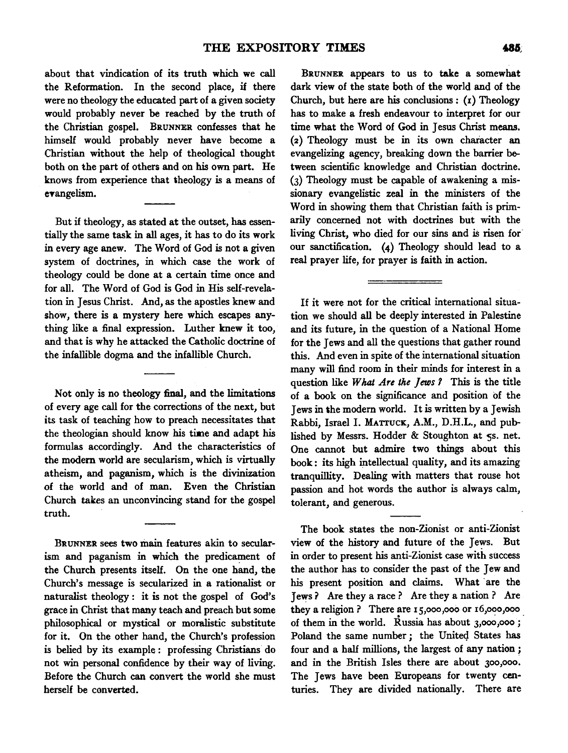about that vindication of its truth which we call the Reformation. In the second place, if there were no theology the educated part of a given society would probably never be reached by the truth of the Christian gospel. BRUNNER confesses that he himself would probably never have become a Christian without the help of theological thought both on the part of others and on his own part. He knows from experience that theology is a means of evangelism.

---

But if theology, as stated at the outset, has essentially the same task in all ages, it has to do its work in every age anew. The Word of God is not a given system of doctrines, in which case the work of theology could be done at a certain time once and for all. The Word of God is God in His self-revelation in Jesus Christ. And, as the apostles knew and show, there is a mystery here which escapes anything like a final expression. Luther knew it too, and that is why he attacked the Catholic doctrine of the infallible dogma and the infallible Church.

---

Not only is no theology final, and the limitations of every age call for the corrections of the next, but its task of teaching how to preach necessitates that the theologian should know his time and adapt his formulas accordingly. And the characteristics of the modern world are secularism, which is virtually atheism, and paganism, which is the divinization of the world and of man. Even the Christian Church takes an unconvincing stand for the gospel truth.

---

BRUNNER sees two main features akin to secularism and paganism in which the predicament of the Church presents itself. On the one hand, the Church's message is secularized in a rationalist or naturalist theology: it is not the gospel of God's grace in Christ that many teach and preach but some philosophical or mystical or moralistic substitute for it. On the other hand, the Church's profession is belied by its example: professing Christians do not win personal confidence by their way of living. Before the Church can convert the world she must herself be converted.

BRUNNER appears to us to take a somewhat dark view of the state both of the world and of the Church, but here are his conclusions: (1) Theology has to make a fresh endeavour to interpret for our time what the Word of God in Jesus Christ means. (2) Theology must be in its own character an evangelizing agency, breaking down the barrier between scientific knowledge and Christian doctrine. (3) Theology must be capable of awakening a missionary evangelistic zeal in the ministers of the Word in showing them that Christian faith is primarily concerned not with doctrines but with the living Christ, who died for our sins and is risen for our sanctification. (4) Theology should lead to a real prayer life, for prayer is faith in action.

---

If it were not for the critical international situation we should all be deeply interested in Palestine and its future, in the question of a National Home for the Jews and all the questions that gather round this. And even in spite of the international situation many will find room in their minds for interest in a question like *What Are the Jews?* This is the title of a book on the significance and position of the Jews in the modern world. It is written by a Jewish Rabbi, Israel I. MATTUCK, A.M., D.H.L., and published by Messrs. Hodder & Stoughton at 5s. net. One cannot but admire two things about this book: its high intellectual quality, and its amazing tranquillity. Dealing with matters that rouse hot passion and hot words the author is always calm, tolerant, and generous.

---

The book states the non-Zionist or anti-Zionist view of the history and future of the Jews. But in order to present his anti-Zionist case with success the author has to consider the past of the Jew and his present position and claims. What are the Jews? Are they a race? Are they a nation? Are they a religion? There are 15,000,000 or 16,000,000 of them in the world. Russia has about 3,000,000; Poland the same number; the United States has four and a half millions, the largest of any nation; and in the British Isles there are about 300,000. The Jews have been Europeans for twenty centuries. They are divided nationally. There are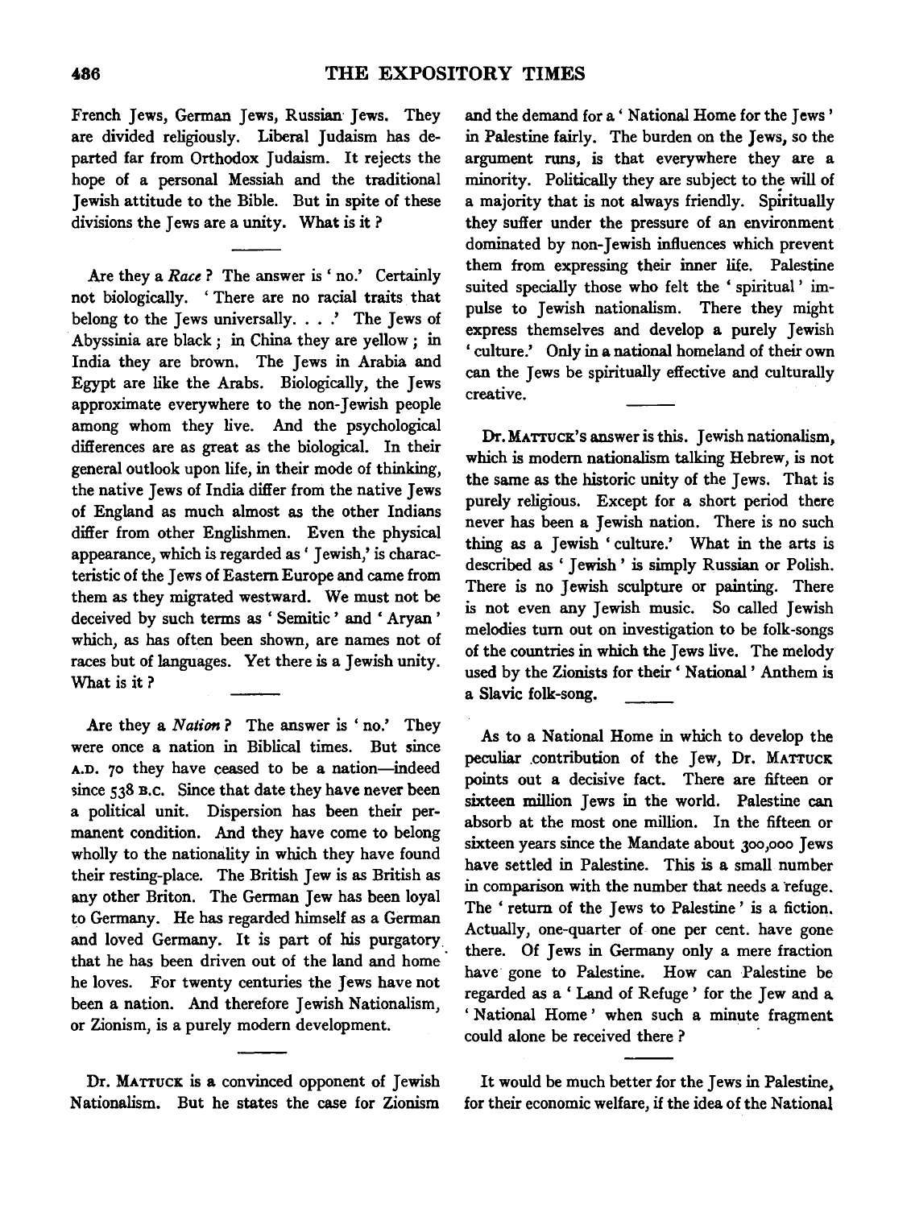French Jews, German Jews, Russian Jews. They are divided religiously. Liberal Judaism has departed far from Orthodox Judaism. It rejects the hope of a personal Messiah and the traditional Jewish attitude to the Bible. But in spite of these divisions the Jews are a unity. What is it ?

---

Are they a *Race* ? The answer is ' no.' Certainly not biologically. ' There are no racial traits that belong to the Jews universally. . . .' The Jews of Abyssinia are black ; in China they are yellow ; in India they are brown. The Jews in Arabia and Egypt are like the Arabs. Biologically, the Jews approximate everywhere to the non-Jewish people among whom they live. And the psychological differences are as great as the biological. In their general outlook upon life, in their mode of thinking, the native Jews of India differ from the native Jews of England as much almost as the other Indians differ from other Englishmen. Even the physical appearance, which is regarded as ' Jewish,' is characteristic of the Jews of Eastern Europe and came from them as they migrated westward. We must not be deceived by such terms as ' Semitic ' and ' Aryan ' which, as has often been shown, are names not of races but of languages. Yet there is a Jewish unity. What is it ?

---

Are they a *Nation* ? The answer is ' no.' They were once a nation in Biblical times. But since A.D. 70 they have ceased to be a nation—indeed since 538 B.C. Since that date they have never been a political unit. Dispersion has been their permanent condition. And they have come to belong wholly to the nationality in which they have found their resting-place. The British Jew is as British as any other Briton. The German Jew has been loyal to Germany. He has regarded himself as a German and loved Germany. It is part of his purgatory that he has been driven out of the land and home he loves. For twenty centuries the Jews have not been a nation. And therefore Jewish Nationalism, or Zionism, is a purely modern development.

---

Dr. MATTUCK is a convinced opponent of Jewish Nationalism. But he states the case for Zionism and the demand for a ' National Home for the Jews ' in Palestine fairly. The burden on the Jews, so the argument runs, is that everywhere they are a minority. Politically they are subject to the will of a majority that is not always friendly. Spiritually they suffer under the pressure of an environment dominated by non-Jewish influences which prevent them from expressing their inner life. Palestine suited specially those who felt the ' spiritual ' impulse to Jewish nationalism. There they might express themselves and develop a purely Jewish ' culture.' Only in a national homeland of their own can the Jews be spiritually effective and culturally creative.

---

Dr. MATTUCK's answer is this. Jewish nationalism, which is modern nationalism talking Hebrew, is not the same as the historic unity of the Jews. That is purely religious. Except for a short period there never has been a Jewish nation. There is no such thing as a Jewish ' culture.' What in the arts is described as ' Jewish ' is simply Russian or Polish. There is no Jewish sculpture or painting. There is not even any Jewish music. So called Jewish melodies turn out on investigation to be folk-songs of the countries in which the Jews live. The melody used by the Zionists for their ' National ' Anthem is a Slavic folk-song.

---

As to a National Home in which to develop the peculiar contribution of the Jew, Dr. MATTUCK points out a decisive fact. There are fifteen or sixteen million Jews in the world. Palestine can absorb at the most one million. In the fifteen or sixteen years since the Mandate about 300,000 Jews have settled in Palestine. This is a small number in comparison with the number that needs a refuge. The ' return of the Jews to Palestine ' is a fiction. Actually, one-quarter of one per cent. have gone there. Of Jews in Germany only a mere fraction have gone to Palestine. How can Palestine be regarded as a ' Land of Refuge ' for the Jew and a ' National Home ' when such a minute fragment could alone be received there ?

---

It would be much better for the Jews in Palestine, for their economic welfare, if the idea of the National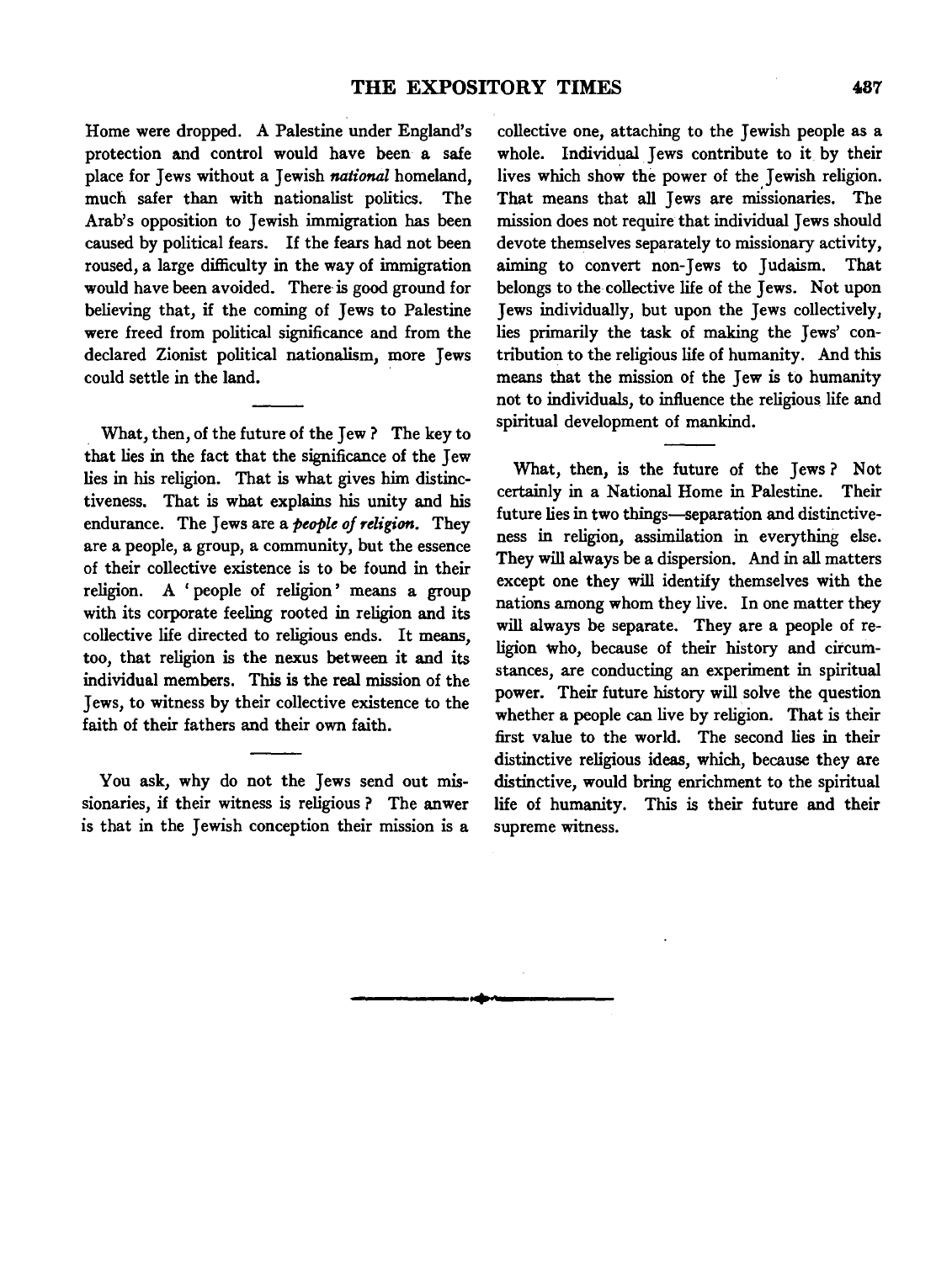Home were dropped. A Palestine under England's protection and control would have been a safe place for Jews without a Jewish *national* homeland, much safer than with nationalist politics. The Arab's opposition to Jewish immigration has been caused by political fears. If the fears had not been roused, a large difficulty in the way of immigration would have been avoided. There is good ground for believing that, if the coming of Jews to Palestine were freed from political significance and from the declared Zionist political nationalism, more Jews could settle in the land.

---

What, then, of the future of the Jew? The key to that lies in the fact that the significance of the Jew lies in his religion. That is what gives him distinctiveness. That is what explains his unity and his endurance. The Jews are a *people of religion.* They are a people, a group, a community, but the essence of their collective existence is to be found in their religion. A 'people of religion' means a group with its corporate feeling rooted in religion and its collective life directed to religious ends. It means, too, that religion is the nexus between it and its individual members. This is the real mission of the Jews, to witness by their collective existence to the faith of their fathers and their own faith.

---

You ask, why do not the Jews send out missionaries, if their witness is religious? The anwer is that in the Jewish conception their mission is a collective one, attaching to the Jewish people as a whole. Individual Jews contribute to it by their lives which show the power of the Jewish religion. That means that all Jews are missionaries. The mission does not require that individual Jews should devote themselves separately to missionary activity, aiming to convert non-Jews to Judaism. That belongs to the collective life of the Jews. Not upon Jews individually, but upon the Jews collectively, lies primarily the task of making the Jews' contribution to the religious life of humanity. And this means that the mission of the Jew is to humanity not to individuals, to influence the religious life and spiritual development of mankind.

---

What, then, is the future of the Jews? Not certainly in a National Home in Palestine. Their future lies in two things—separation and distinctiveness in religion, assimilation in everything else. They will always be a dispersion. And in all matters except one they will identify themselves with the nations among whom they live. In one matter they will always be separate. They are a people of religion who, because of their history and circumstances, are conducting an experiment in spiritual power. Their future history will solve the question whether a people can live by religion. That is their first value to the world. The second lies in their distinctive religious ideas, which, because they are distinctive, would bring enrichment to the spiritual life of humanity. This is their future and their supreme witness.